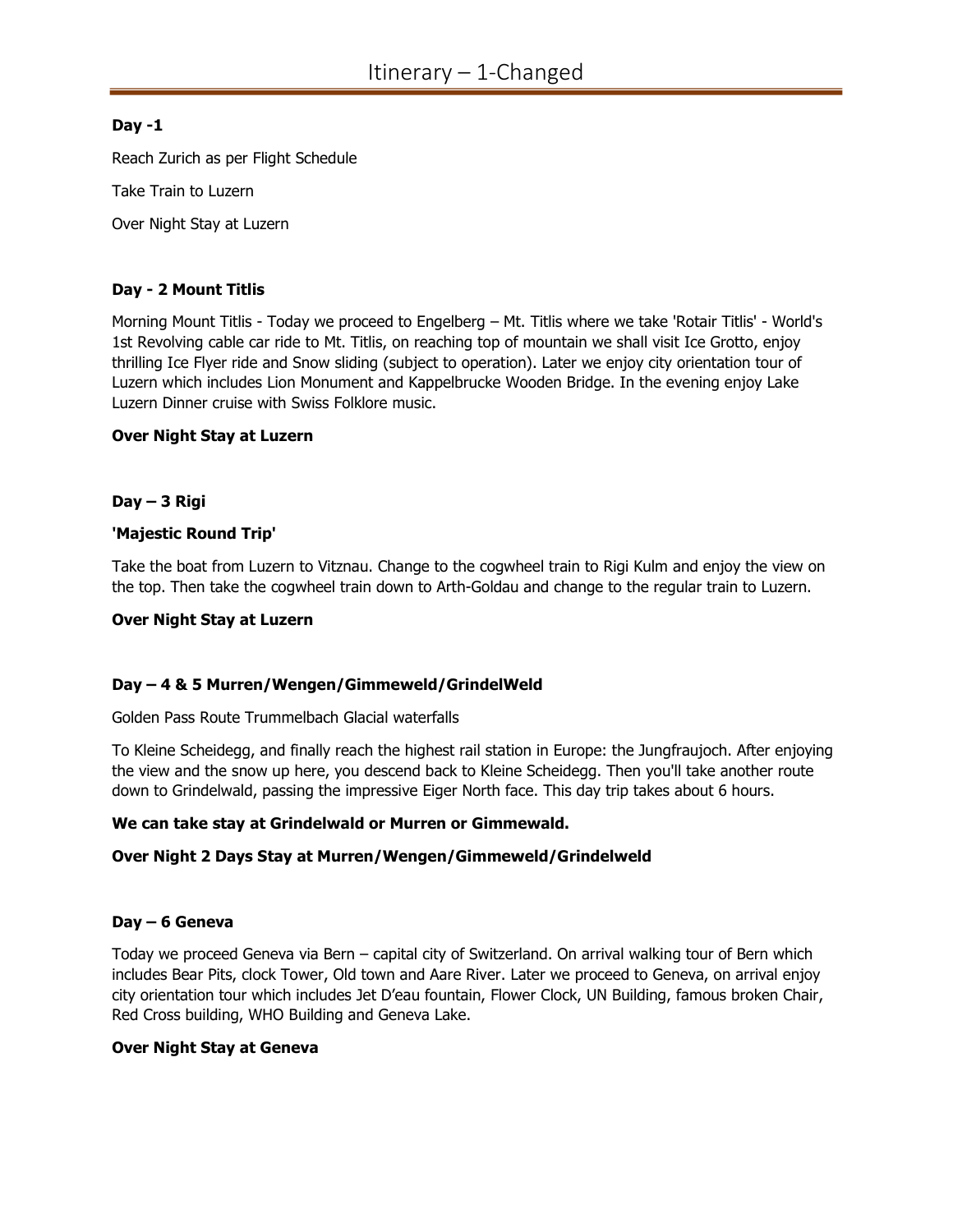# Itinerary – 1-Changed

**Day -1**

Reach Zurich as per Flight Schedule

Take Train to Luzern

Over Night Stay at Luzern

**Day - 2 Mount Titlis**

Morning Mount Titlis - Today we proceed to Engelberg – Mt. Titlis where we take 'Rotair Titlis' - World's 1st Revolving cable car ride to Mt. Titlis, on reaching top of mountain we shall visit Ice Grotto, enjoy thrilling Ice Flyer ride and Snow sliding (subject to operation). Later we enjoy city orientation tour of Luzern which includes Lion Monument and Kappelbrucke Wooden Bridge. In the evening enjoy Lake Luzern Dinner cruise with Swiss Folklore music.

**Over Night Stay at Luzern**

**Day – 3 Rigi**

**'Majestic Round Trip'**

Take the boat from Luzern to Vitznau. Change to the cogwheel train to Rigi Kulm and enjoy the view on the top. Then take the cogwheel train down to Arth-Goldau and change to the regular train to Luzern.

**Over Night Stay at Luzern**

**Day – 4 & 5 Murren/Wengen/Gimmeweld/GrindelWeld**

Golden Pass Route Trummelbach Glacial waterfalls

To Kleine Scheidegg, and finally reach the highest rail station in Europe: the Jungfraujoch. After enjoying the view and the snow up here, you descend back to Kleine Scheidegg. Then you'll take another route down to Grindelwald, passing the impressive Eiger North face. This day trip takes about 6 hours.

**We can take stay at Grindelwald or Murren or Gimmewald.**

**Over Night 2 Days Stay at Murren/Wengen/Gimmeweld/Grindelweld**

**Day – 6 Geneva**

Today we proceed Geneva via Bern – capital city of Switzerland. On arrival walking tour of Bern which includes Bear Pits, clock Tower, Old town and Aare River. Later we proceed to Geneva, on arrival enjoy city orientation tour which includes Jet D'eau fountain, Flower Clock, UN Building, famous broken Chair, Red Cross building, WHO Building and Geneva Lake.

**Over Night Stay at Geneva**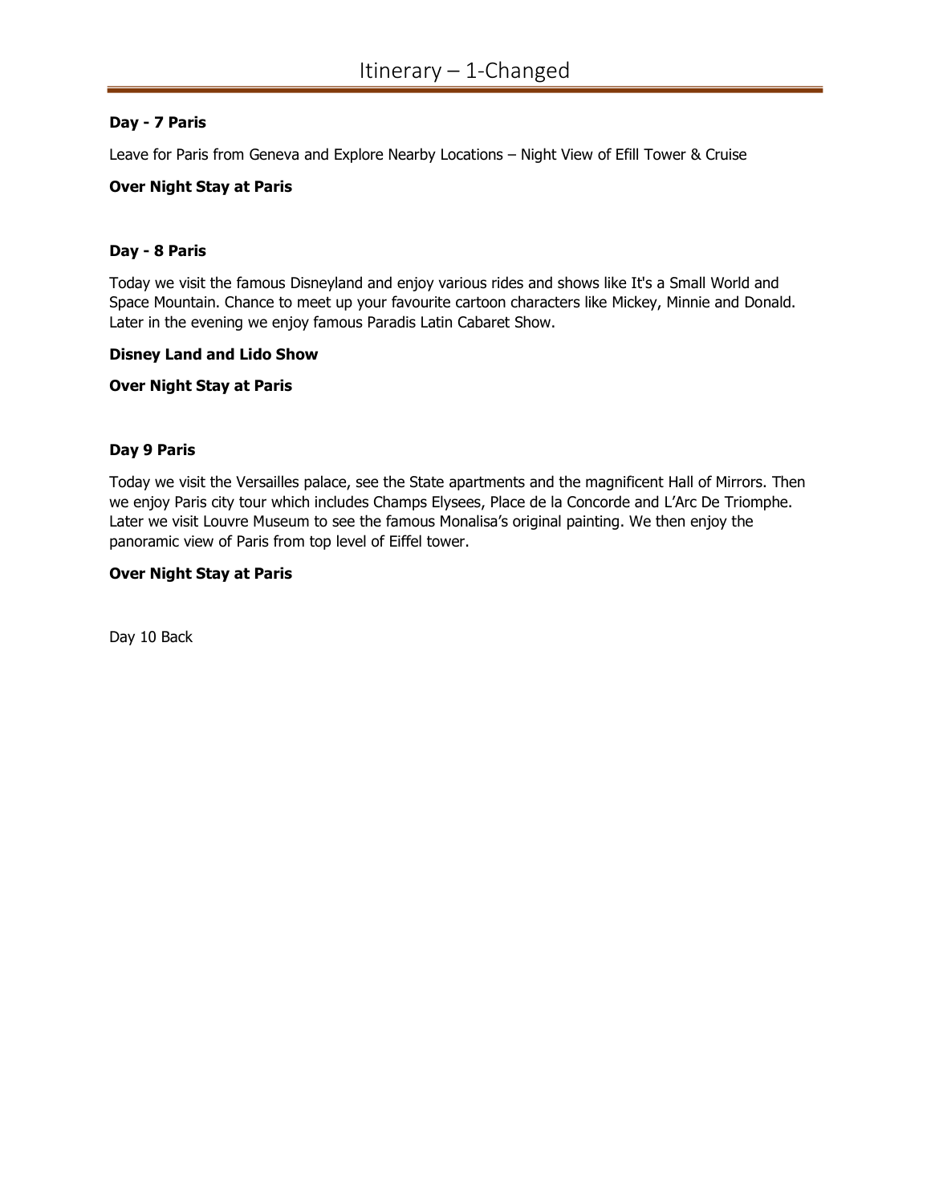# Itinerary – 1-Changed

**Day - 7 Paris**

Leave for Paris from Geneva and Explore Nearby Locations – Night View of Efill Tower & Cruise

**Over Night Stay at Paris**

**Day - 8 Paris**

Today we visit the famous Disneyland and enjoy various rides and shows like It's a Small World and Space Mountain. Chance to meet up your favourite cartoon characters like Mickey, Minnie and Donald. Later in the evening we enjoy famous Paradis Latin Cabaret Show.

**Disney Land and Lido Show**

**Over Night Stay at Paris**

**Day 9 Paris**

Today we visit the Versailles palace, see the State apartments and the magnificent Hall of Mirrors. Then we enjoy Paris city tour which includes Champs Elysees, Place de la Concorde and L'Arc De Triomphe. Later we visit Louvre Museum to see the famous Monalisa's original painting. We then enjoy the panoramic view of Paris from top level of Eiffel tower.

**Over Night Stay at Paris**

Day 10 Back